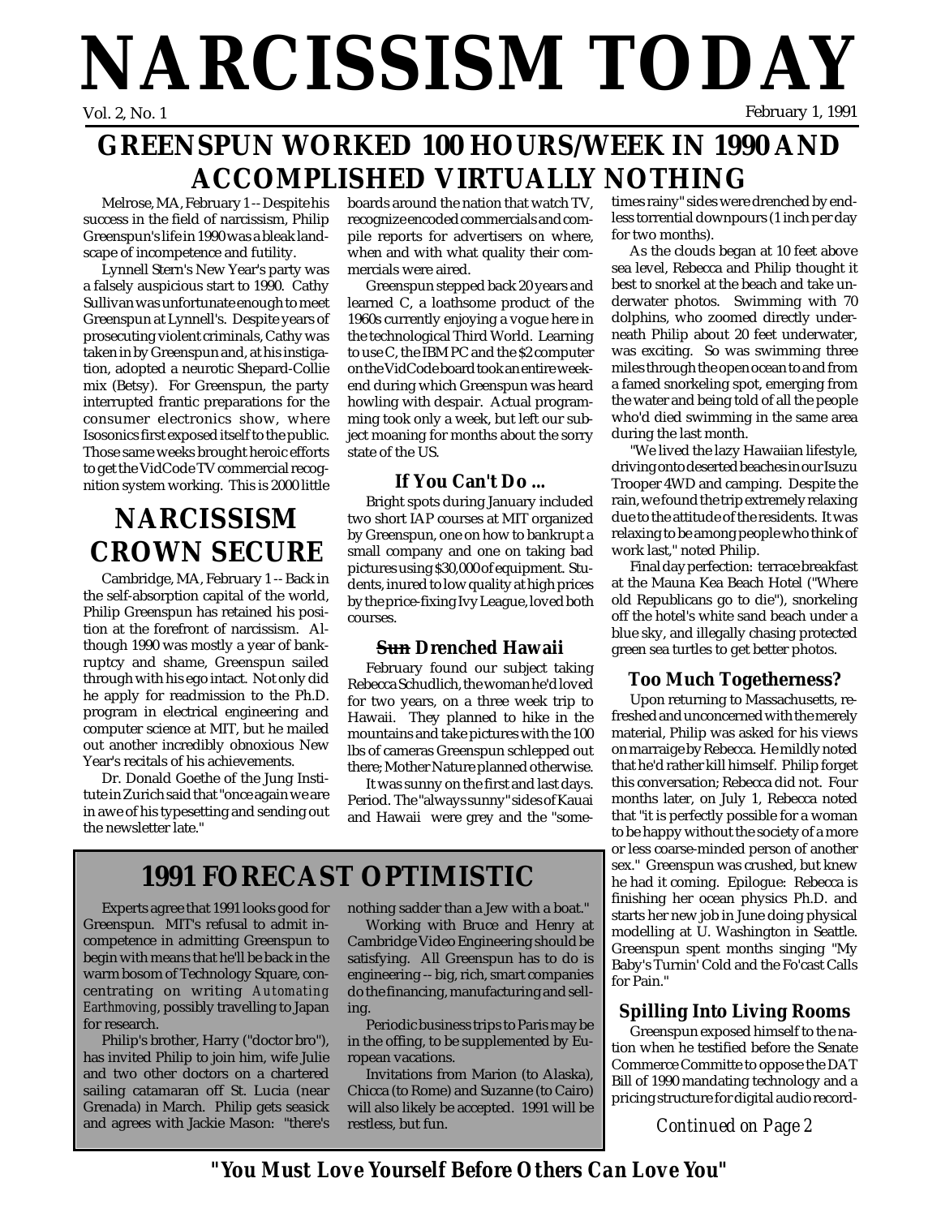# NARCISSISM TODAY

Vol. 2, No. 1 February 1, 1991

## GREENSPUN WORKED 100 HOURS/WEEK IN 1990 AND ACCOMPLISHED VIRTUALLY NOTHING

Melrose, MA, February 1 -- Despite his success in the field of narcissism, Philip Greenspun's life in 1990 was a bleak landscape of incompetence and futility.

Lynnell Stern's New Year's party was a falsely auspicious start to 1990. Cathy Sullivan was unfortunate enough to meet Greenspun at Lynnell's. Despite years of prosecuting violent criminals, Cathy was taken in by Greenspun and, at his instigation, adopted a neurotic Shepard-Collie mix (Betsy). For Greenspun, the party interrupted frantic preparations for the consumer electronics show, where Isosonics first exposed itself to the public. Those same weeks brought heroic efforts to get the VidCode TV commercial recognition system working. This is 2000 little boards around the nation that watch TV, recognize encoded commercials and compile reports for advertisers on where, when and with what quality their commercials were aired.

Greenspun stepped back 20 years and learned C, a loathsome product of the 1960s currently enjoying a vogue here in the technological Third World. Learning to use C, the IBM PC and the $2 computer on the VidCode board took an entire weekend during which Greenspun was heard howling with despair. Actual programming took only a week, but left our subject moaning for months about the sorry state of the US.

### If You Can't Do ...

Bright spots during January included two short IAP courses at MIT organized by Greenspun, one on how to bankrupt a small company and one on taking bad pictures using $30,000 of equipment. Students, inured to low quality at high prices by the price-fixing Ivy League, loved both courses.

### ~~Sun~~ Drenched Hawaii

February found our subject taking Rebecca Schudlich, the woman he'd loved for two years, on a three week trip to Hawaii. They planned to hike in the mountains and take pictures with the 100 lbs of cameras Greenspun schlepped out there; Mother Nature planned otherwise.

It was sunny on the first and last days. Period. The "always sunny" sides of Kauai and Hawaii were grey and the "sometimes rainy" sides were drenched by endless torrential downpours (1 inch per day for two months).

As the clouds began at 10 feet above sea level, Rebecca and Philip thought it best to snorkel at the beach and take underwater photos. Swimming with 70 dolphins, who zoomed directly underneath Philip about 20 feet underwater, was exciting. So was swimming three miles through the open ocean to and from a famed snorkeling spot, emerging from the water and being told of all the people who'd died swimming in the same area during the last month.

"We lived the lazy Hawaiian lifestyle, driving onto deserted beaches in our Isuzu Trooper 4WD and camping. Despite the rain, we found the trip extremely relaxing due to the attitude of the residents. It was relaxing to be among people who think of work last," noted Philip.

Final day perfection: terrace breakfast at the Mauna Kea Beach Hotel ("Where old Republicans go to die"), snorkeling off the hotel's white sand beach under a blue sky, and illegally chasing protected green sea turtles to get better photos.

### Too Much Togetherness?

Upon returning to Massachusetts, refreshed and unconcerned with the merely material, Philip was asked for his views on marraige by Rebecca. He mildly noted that he'd rather kill himself. Philip forget this conversation; Rebecca did not. Four months later, on July 1, Rebecca noted that "it is perfectly possible for a woman to be happy without the society of a more or less coarse-minded person of another sex." Greenspun was crushed, but knew he had it coming. Epilogue: Rebecca is finishing her ocean physics Ph.D. and starts her new job in June doing physical modelling at U. Washington in Seattle. Greenspun spent months singing "My Baby's Turnin' Cold and the Fo'cast Calls for Pain."

### Spilling Into Living Rooms

Greenspun exposed himself to the nation when he testified before the Senate Commerce Committe to oppose the DAT Bill of 1990 mandating technology and a pricing structure for digital audio record-

*Continued on Page 2*

## NARCISSISM CROWN SECURE

Cambridge, MA, February 1 -- Back in the self-absorption capital of the world, Philip Greenspun has retained his position at the forefront of narcissism. Although 1990 was mostly a year of bankruptcy and shame, Greenspun sailed through with his ego intact. Not only did he apply for readmission to the Ph.D. program in electrical engineering and computer science at MIT, but he mailed out another incredibly obnoxious New Year's recitals of his achievements.

Dr. Donald Goethe of the Jung Institute in Zurich said that "once again we are in awe of his typesetting and sending out the newsletter late."

## 1991 FORECAST OPTIMISTIC

Experts agree that 1991 looks good for Greenspun. MIT's refusal to admit incompetence in admitting Greenspun to begin with means that he'll be back in the warm bosom of Technology Square, concentrating on writing *Automating Earthmoving*, possibly travelling to Japan for research.

Philip's brother, Harry ("doctor bro"), has invited Philip to join him, wife Julie and two other doctors on a chartered sailing catamaran off St. Lucia (near Grenada) in March. Philip gets seasick and agrees with Jackie Mason: "there's nothing sadder than a Jew with a boat."

Working with Bruce and Henry at Cambridge Video Engineering should be satisfying. All Greenspun has to do is engineering -- big, rich, smart companies do the financing, manufacturing and selling.

Periodic business trips to Paris may be in the offing, to be supplemented by European vacations.

Invitations from Marion (to Alaska), Chicca (to Rome) and Suzanne (to Cairo) will also likely be accepted. 1991 will be restless, but fun.

**"You Must Love Yourself Before Others Can Love You"**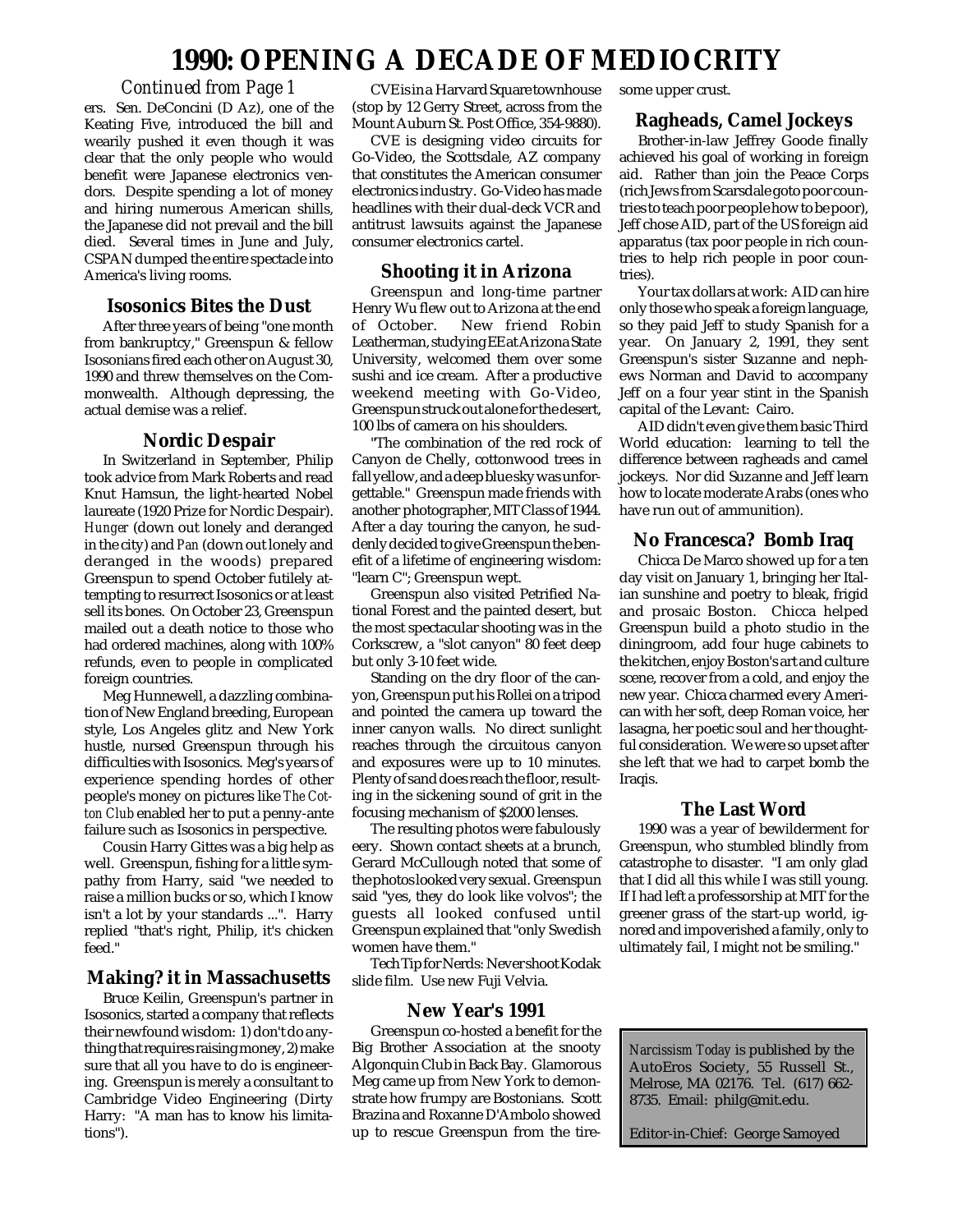# 1990: OPENING A DECADE OF MEDIOCRITY

*Continued from Page 1*

ers. Sen. DeConcini (D Az), one of the Keating Five, introduced the bill and wearily pushed it even though it was clear that the only people who would benefit were Japanese electronics vendors. Despite spending a lot of money and hiring numerous American shills, the Japanese did not prevail and the bill died. Several times in June and July, CSPAN dumped the entire spectacle into America's living rooms.

### Isosonics Bites the Dust

After three years of being "one month from bankruptcy," Greenspun & fellow Isosonians fired each other on August 30, 1990 and threw themselves on the Commonwealth. Although depressing, the actual demise was a relief.

### Nordic Despair

In Switzerland in September, Philip took advice from Mark Roberts and read Knut Hamsun, the light-hearted Nobel laureate (1920 Prize for Nordic Despair). *Hunger* (down out lonely and deranged in the city) and *Pan* (down out lonely and deranged in the woods) prepared Greenspun to spend October futilely attempting to resurrect Isosonics or at least sell its bones. On October 23, Greenspun mailed out a death notice to those who had ordered machines, along with 100% refunds, even to people in complicated foreign countries.

Meg Hunnewell, a dazzling combination of New England breeding, European style, Los Angeles glitz and New York hustle, nursed Greenspun through his difficulties with Isosonics. Meg's years of experience spending hordes of other people's money on pictures like *The Cotton Club* enabled her to put a penny-ante failure such as Isosonics in perspective.

Cousin Harry Gittes was a big help as well. Greenspun, fishing for a little sympathy from Harry, said "we needed to raise a million bucks or so, which I know isn't a lot by your standards ...". Harry replied "that's right, Philip, it's chicken feed."

### Making? it in Massachusetts

Bruce Keilin, Greenspun's partner in Isosonics, started a company that reflects their newfound wisdom: 1) don't do anything that requires raising money, 2) make sure that all you have to do is engineering. Greenspun is merely a consultant to Cambridge Video Engineering (Dirty Harry: "A man has to know his limitations").

CVE is in a Harvard Square townhouse (stop by 12 Gerry Street, across from the Mount Auburn St. Post Office, 354-9880).

CVE is designing video circuits for Go-Video, the Scottsdale, AZ company that constitutes the American consumer electronics industry. Go-Video has made headlines with their dual-deck VCR and antitrust lawsuits against the Japanese consumer electronics cartel.

### Shooting it in Arizona

Greenspun and long-time partner Henry Wu flew out to Arizona at the end of October. New friend Robin Leatherman, studying EE at Arizona State University, welcomed them over some sushi and ice cream. After a productive weekend meeting with Go-Video, Greenspun struck out alone for the desert, 100 lbs of camera on his shoulders.

"The combination of the red rock of Canyon de Chelly, cottonwood trees in fall yellow, and a deep blue sky was unforgettable." Greenspun made friends with another photographer, MIT Class of 1944. After a day touring the canyon, he suddenly decided to give Greenspun the benefit of a lifetime of engineering wisdom: "learn C"; Greenspun wept.

Greenspun also visited Petrified National Forest and the painted desert, but the most spectacular shooting was in the Corkscrew, a "slot canyon" 80 feet deep but only 3-10 feet wide.

Standing on the dry floor of the canyon, Greenspun put his Rollei on a tripod and pointed the camera up toward the inner canyon walls. No direct sunlight reaches through the circuitous canyon and exposures were up to 10 minutes. Plenty of sand does reach the floor, resulting in the sickening sound of grit in the focusing mechanism of $2000 lenses.

The resulting photos were fabulously eery. Shown contact sheets at a brunch, Gerard McCullough noted that some of the photos looked very sexual. Greenspun said "yes, they do look like volvos"; the guests all looked confused until Greenspun explained that "only Swedish women have them."

Tech Tip for Nerds: Never shoot Kodak slide film. Use new Fuji Velvia.

### New Year's 1991

Greenspun co-hosted a benefit for the Big Brother Association at the snooty Algonquin Club in Back Bay. Glamorous Meg came up from New York to demonstrate how frumpy are Bostonians. Scott Brazina and Roxanne D'Ambolo showed up to rescue Greenspun from the tiresome upper crust.

### Ragheads, Camel Jockeys

Brother-in-law Jeffrey Goode finally achieved his goal of working in foreign aid. Rather than join the Peace Corps (rich Jews from Scarsdale go to poor countries to teach poor people how to be poor), Jeff chose AID, part of the US foreign aid apparatus (tax poor people in rich countries to help rich people in poor countries).

Your tax dollars at work: AID can hire only those who speak a foreign language, so they paid Jeff to study Spanish for a year. On January 2, 1991, they sent Greenspun's sister Suzanne and nephews Norman and David to accompany Jeff on a four year stint in the Spanish capital of the Levant: Cairo.

AID didn't even give them basic Third World education: learning to tell the difference between ragheads and camel jockeys. Nor did Suzanne and Jeff learn how to locate moderate Arabs (ones who have run out of ammunition).

### No Francesca? Bomb Iraq

Chicca De Marco showed up for a ten day visit on January 1, bringing her Italian sunshine and poetry to bleak, frigid and prosaic Boston. Chicca helped Greenspun build a photo studio in the diningroom, add four huge cabinets to the kitchen, enjoy Boston's art and culture scene, recover from a cold, and enjoy the new year. Chicca charmed every American with her soft, deep Roman voice, her lasagna, her poetic soul and her thoughtful consideration. We were so upset after she left that we had to carpet bomb the Iraqis.

### The Last Word

1990 was a year of bewilderment for Greenspun, who stumbled blindly from catastrophe to disaster. "I am only glad that I did all this while I was still young. If I had left a professorship at MIT for the greener grass of the start-up world, ignored and impoverished a family, only to ultimately fail, I might not be smiling."

---

*Narcissism Today* is published by the AutoEros Society, 55 Russell St., Melrose, MA 02176. Tel. (617) 662-8735. Email: philg@mit.edu.

Editor-in-Chief: George Samoyed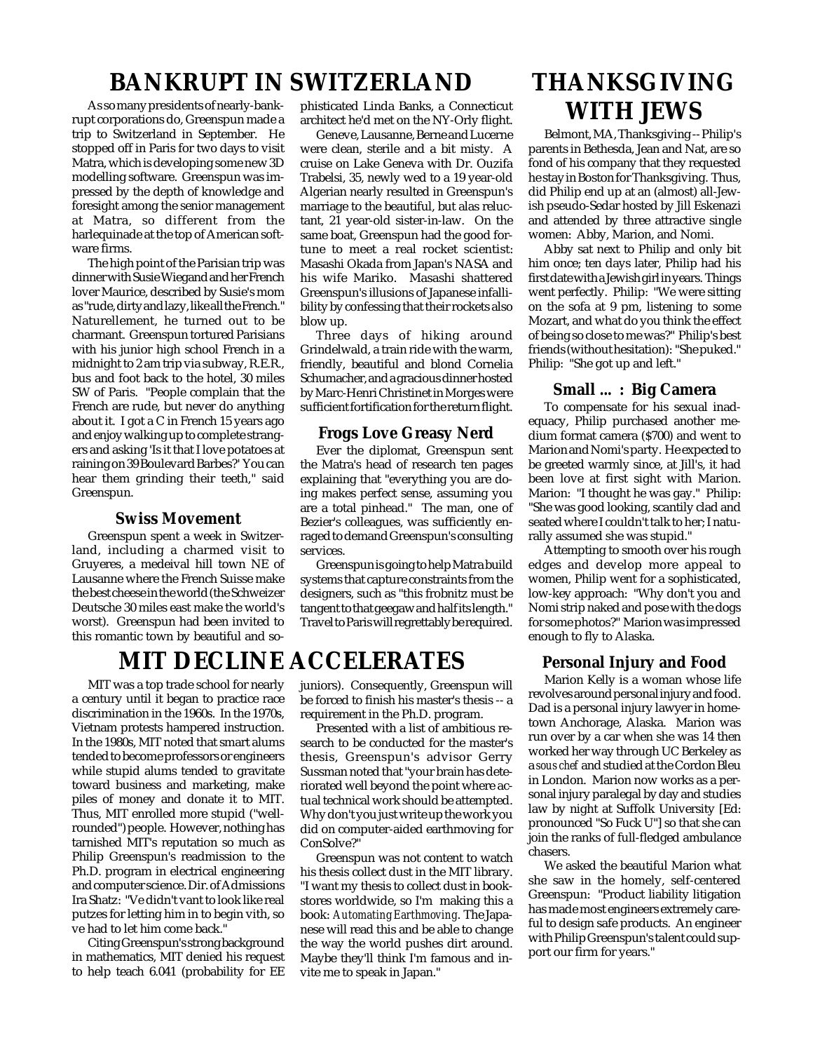# BANKRUPT IN SWITZERLAND

As so many presidents of nearly-bankrupt corporations do, Greenspun made a trip to Switzerland in September. He stopped off in Paris for two days to visit Matra, which is developing some new 3D modelling software. Greenspun was impressed by the depth of knowledge and foresight among the senior management at Matra, so different from the harlequinade at the top of American software firms.

The high point of the Parisian trip was dinner with Susie Wiegand and her French lover Maurice, described by Susie's mom as "rude, dirty and lazy, like all the French." Naturellement, he turned out to be charmant. Greenspun tortured Parisians with his junior high school French in a midnight to 2 am trip via subway, R.E.R., bus and foot back to the hotel, 30 miles SW of Paris. "People complain that the French are rude, but never do anything about it. I got a C in French 15 years ago and enjoy walking up to complete strangers and asking 'Is it that I love potatoes at raining on 39 Boulevard Barbes?' You can hear them grinding their teeth," said Greenspun.

### Swiss Movement

Greenspun spent a week in Switzerland, including a charmed visit to Gruyeres, a medeival hill town NE of Lausanne where the French Suisse make the best cheese in the world (the Schweizer Deutsche 30 miles east make the world's worst). Greenspun had been invited to this romantic town by beautiful and sophisticated Linda Banks, a Connecticut architect he'd met on the NY-Orly flight.

Geneve, Lausanne, Berne and Lucerne were clean, sterile and a bit misty. A cruise on Lake Geneva with Dr. Ouzifa Trabelsi, 35, newly wed to a 19 year-old Algerian nearly resulted in Greenspun's marriage to the beautiful, but alas reluctant, 21 year-old sister-in-law. On the same boat, Greenspun had the good fortune to meet a real rocket scientist: Masashi Okada from Japan's NASA and his wife Mariko. Masashi shattered Greenspun's illusions of Japanese infallibility by confessing that their rockets also blow up.

Three days of hiking around Grindelwald, a train ride with the warm, friendly, beautiful and blond Cornelia Schumacher, and a gracious dinner hosted by Marc-Henri Christinet in Morges were sufficient fortification for the return flight.

### Frogs Love Greasy Nerd

Ever the diplomat, Greenspun sent the Matra's head of research ten pages explaining that "everything you are doing makes perfect sense, assuming you are a total pinhead." The man, one of Bezier's colleagues, was sufficiently enraged to demand Greenspun's consulting services.

Greenspun is going to help Matra build systems that capture constraints from the designers, such as "this frobnitz must be tangent to that geegaw and half its length." Travel to Paris will regrettably be required.

# THANKSGIVING WITH JEWS

Belmont, MA, Thanksgiving -- Philip's parents in Bethesda, Jean and Nat, are so fond of his company that they requested he stay in Boston for Thanksgiving. Thus, did Philip end up at an (almost) all-Jewish pseudo-Sedar hosted by Jill Eskenazi and attended by three attractive single women: Abby, Marion, and Nomi.

Abby sat next to Philip and only bit him once; ten days later, Philip had his first date with a Jewish girl in years. Things went perfectly. Philip: "We were sitting on the sofa at 9 pm, listening to some Mozart, and what do you think the effect of being so close to me was?" Philip's best friends (without hesitation): "She puked." Philip: "She got up and left."

### Small ... : Big Camera

To compensate for his sexual inadequacy, Philip purchased another medium format camera ($700) and went to Marion and Nomi's party. He expected to be greeted warmly since, at Jill's, it had been love at first sight with Marion. Marion: "I thought he was gay." Philip: "She was good looking, scantily clad and seated where I couldn't talk to her; I naturally assumed she was stupid."

Attempting to smooth over his rough edges and develop more appeal to women, Philip went for a sophisticated, low-key approach: "Why don't you and Nomi strip naked and pose with the dogs for some photos?" Marion was impressed enough to fly to Alaska.

### Personal Injury and Food

Marion Kelly is a woman whose life revolves around personal injury and food. Dad is a personal injury lawyer in hometown Anchorage, Alaska. Marion was run over by a car when she was 14 then worked her way through UC Berkeley as a *sous chef* and studied at the Cordon Bleu in London. Marion now works as a personal injury paralegal by day and studies law by night at Suffolk University [Ed: pronounced "So Fuck U"] so that she can join the ranks of full-fledged ambulance chasers.

We asked the beautiful Marion what she saw in the homely, self-centered Greenspun: "Product liability litigation has made most engineers extremely careful to design safe products. An engineer with Philip Greenspun's talent could support our firm for years."

# MIT DECLINE ACCELERATES

MIT was a top trade school for nearly a century until it began to practice race discrimination in the 1960s. In the 1970s, Vietnam protests hampered instruction. In the 1980s, MIT noted that smart alums tended to become professors or engineers while stupid alums tended to gravitate toward business and marketing, make piles of money and donate it to MIT. Thus, MIT enrolled more stupid ("well-rounded") people. However, nothing has tarnished MIT's reputation so much as Philip Greenspun's readmission to the Ph.D. program in electrical engineering and computer science. Dir. of Admissions Ira Shatz: "Ve didn't vant to look like real putzes for letting him in to begin vith, so ve had to let him come back."

Citing Greenspun's strong background in mathematics, MIT denied his request to help teach 6.041 (probability for EE juniors). Consequently, Greenspun will be forced to finish his master's thesis -- a requirement in the Ph.D. program.

Presented with a list of ambitious research to be conducted for the master's thesis, Greenspun's advisor Gerry Sussman noted that "your brain has deteriorated well beyond the point where actual technical work should be attempted. Why don't you just write up the work you did on computer-aided earthmoving for ConSolve?"

Greenspun was not content to watch his thesis collect dust in the MIT library. "I want my thesis to collect dust in bookstores worldwide, so I'm making this a book: *Automating Earthmoving*. The Japanese will read this and be able to change the way the world pushes dirt around. Maybe they'll think I'm famous and invite me to speak in Japan."